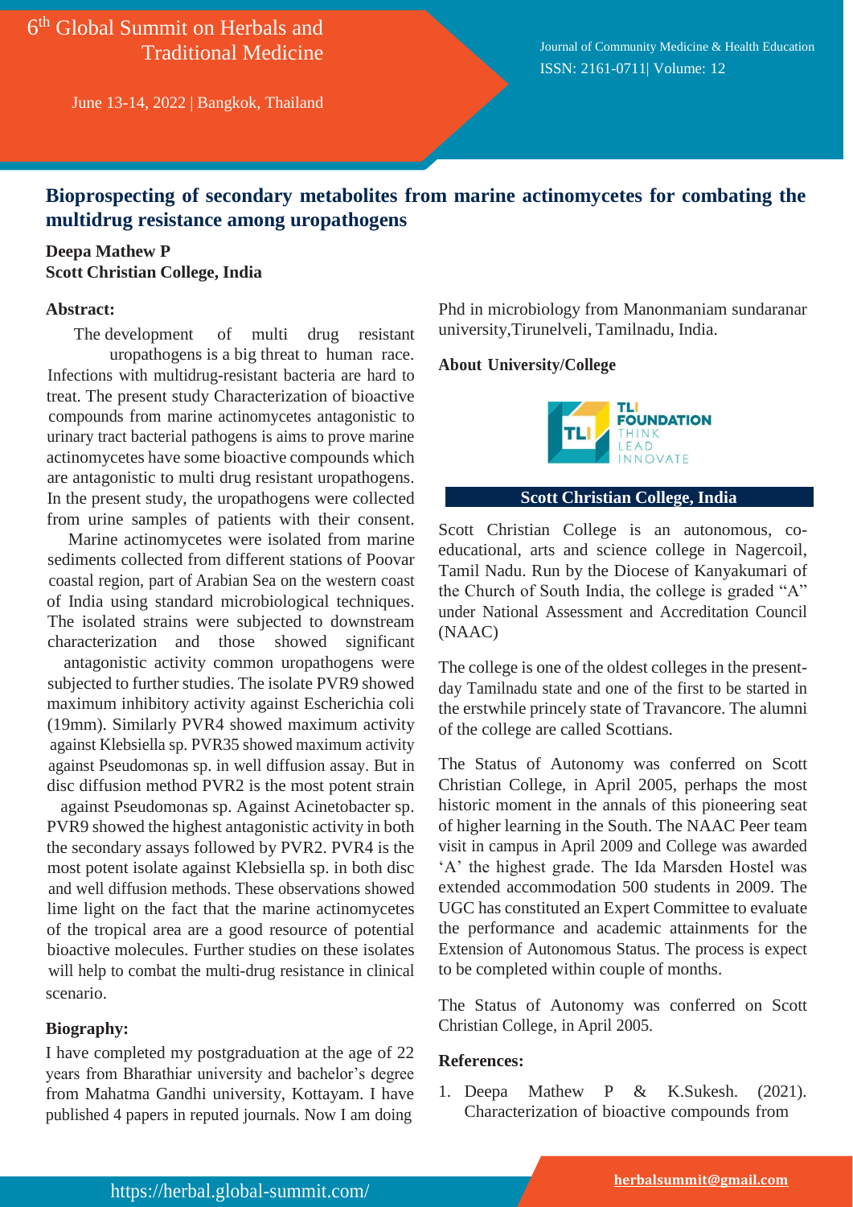# Bioprospecting of secondary metabolites from marine actinomycetes for combating the multidrug resistance among uropathogens

**Deepa Mathew P**
**Scott Christian College, India**

### Abstract:

The development of multi drug resistant uropathogens is a big threat to human race. Infections with multidrug-resistant bacteria are hard to treat. The present study Characterization of bioactive compounds from marine actinomycetes antagonistic to urinary tract bacterial pathogens is aims to prove marine actinomycetes have some bioactive compounds which are antagonistic to multi drug resistant uropathogens. In the present study, the uropathogens were collected from urine samples of patients with their consent.

Marine actinomycetes were isolated from marine sediments collected from different stations of Poovar coastal region, part of Arabian Sea on the western coast of India using standard microbiological techniques. The isolated strains were subjected to downstream characterization and those showed significant antagonistic activity common uropathogens were subjected to further studies. The isolate PVR9 showed maximum inhibitory activity against Escherichia coli (19mm). Similarly PVR4 showed maximum activity against Klebsiella sp. PVR35 showed maximum activity against Pseudomonas sp. in well diffusion assay. But in disc diffusion method PVR2 is the most potent strain against Pseudomonas sp. Against Acinetobacter sp. PVR9 showed the highest antagonistic activity in both the secondary assays followed by PVR2. PVR4 is the most potent isolate against Klebsiella sp. in both disc and well diffusion methods. These observations showed lime light on the fact that the marine actinomycetes of the tropical area are a good resource of potential bioactive molecules. Further studies on these isolates will help to combat the multi-drug resistance in clinical scenario.

### Biography:

I have completed my postgraduation at the age of 22 years from Bharathiar university and bachelor's degree from Mahatma Gandhi university, Kottayam. I have published 4 papers in reputed journals. Now I am doing Phd in microbiology from Manonmaniam sundaranar university,Tirunelveli, Tamilnadu, India.

### About University/College

TLI FOUNDATION THINK LEAD INNOVATE

**Scott Christian College, India**

Scott Christian College is an autonomous, co-educational, arts and science college in Nagercoil, Tamil Nadu. Run by the Diocese of Kanyakumari of the Church of South India, the college is graded "A" under National Assessment and Accreditation Council (NAAC)

The college is one of the oldest colleges in the present-day Tamilnadu state and one of the first to be started in the erstwhile princely state of Travancore. The alumni of the college are called Scottians.

The Status of Autonomy was conferred on Scott Christian College, in April 2005, perhaps the most historic moment in the annals of this pioneering seat of higher learning in the South. The NAAC Peer team visit in campus in April 2009 and College was awarded 'A' the highest grade. The Ida Marsden Hostel was extended accommodation 500 students in 2009. The UGC has constituted an Expert Committee to evaluate the performance and academic attainments for the Extension of Autonomous Status. The process is expect to be completed within couple of months.

The Status of Autonomy was conferred on Scott Christian College, in April 2005.

### References:

1. Deepa Mathew P & K.Sukesh. (2021). Characterization of bioactive compounds from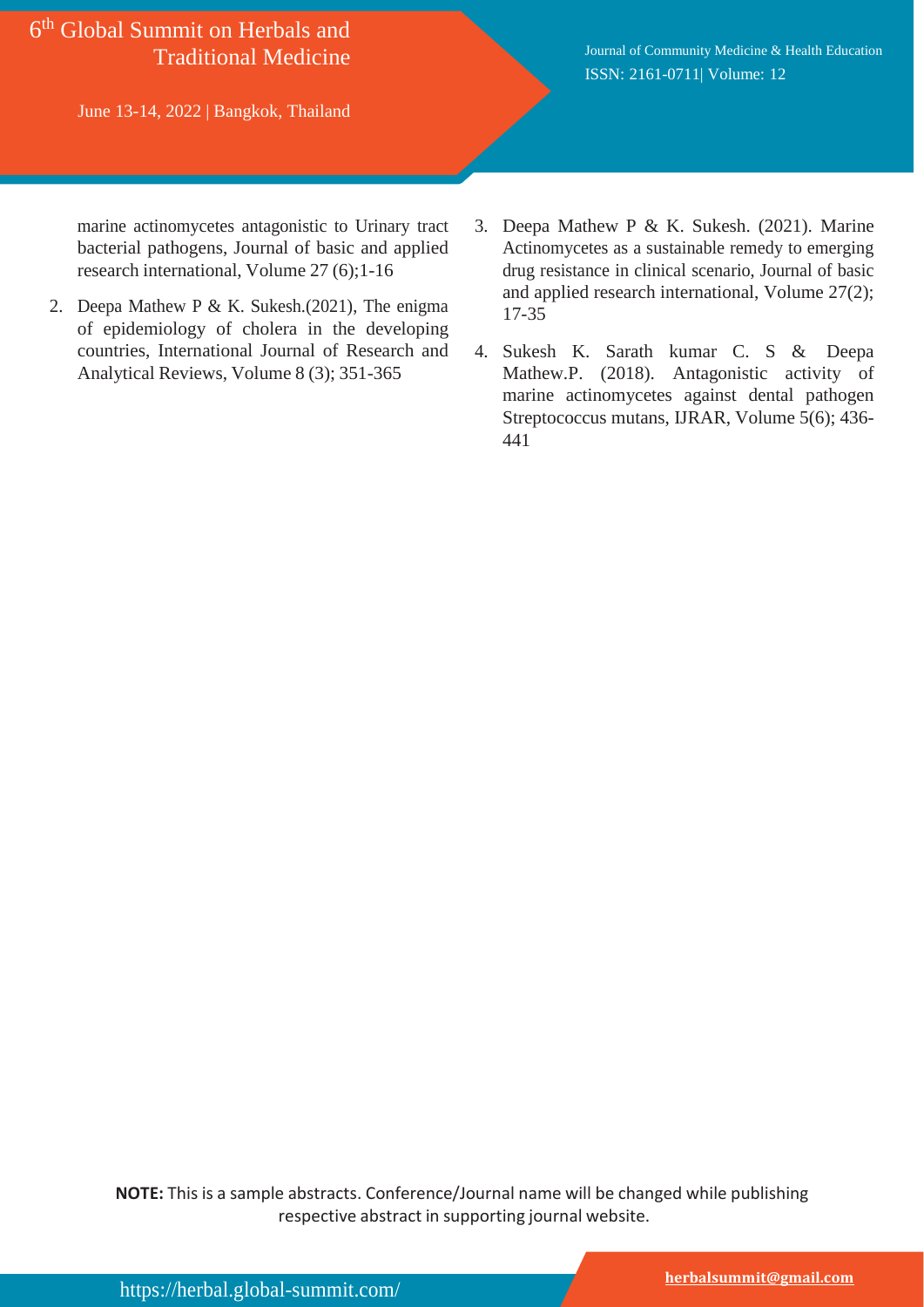marine actinomycetes antagonistic to Urinary tract bacterial pathogens, Journal of basic and applied research international, Volume 27 (6);1-16

2. Deepa Mathew P & K. Sukesh.(2021), The enigma of epidemiology of cholera in the developing countries, International Journal of Research and Analytical Reviews, Volume 8 (3); 351-365
3. Deepa Mathew P & K. Sukesh. (2021). Marine Actinomycetes as a sustainable remedy to emerging drug resistance in clinical scenario, Journal of basic and applied research international, Volume 27(2); 17-35
4. Sukesh K. Sarath kumar C. S & Deepa Mathew.P. (2018). Antagonistic activity of marine actinomycetes against dental pathogen Streptococcus mutans, IJRAR, Volume 5(6); 436-441

**NOTE:** This is a sample abstracts. Conference/Journal name will be changed while publishing respective abstract in supporting journal website.